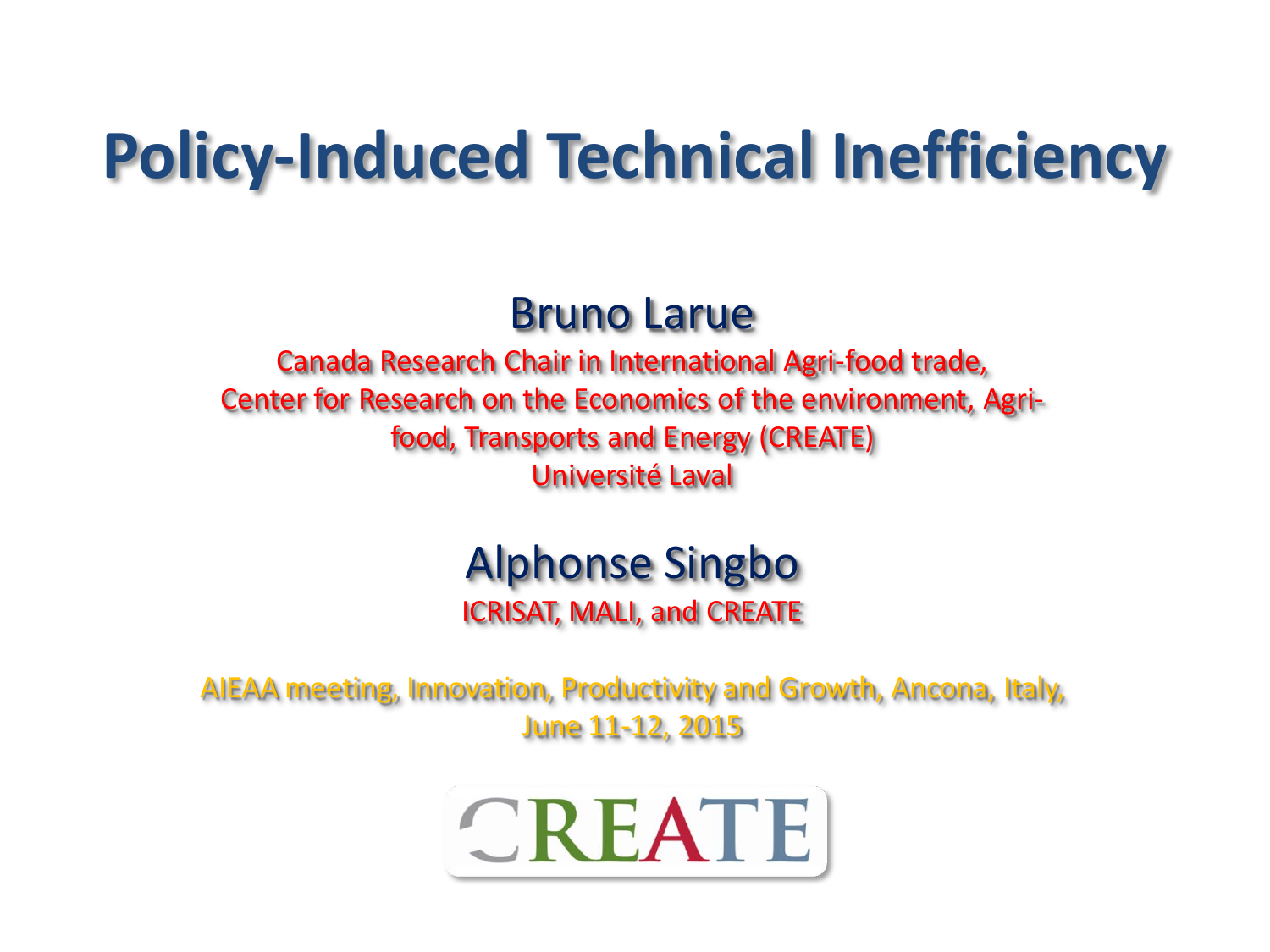# Policy-Induced Technical Inefficiency

## Bruno Larue

Canada Research Chair in International Agri-food trade,
Center for Research on the Economics of the environment, Agri-food, Transports and Energy (CREATE)
Université Laval

## Alphonse Singbo

ICRISAT, MALI, and CREATE

AIEAA meeting, Innovation, Productivity and Growth, Ancona, Italy,
June 11-12, 2015

CREATE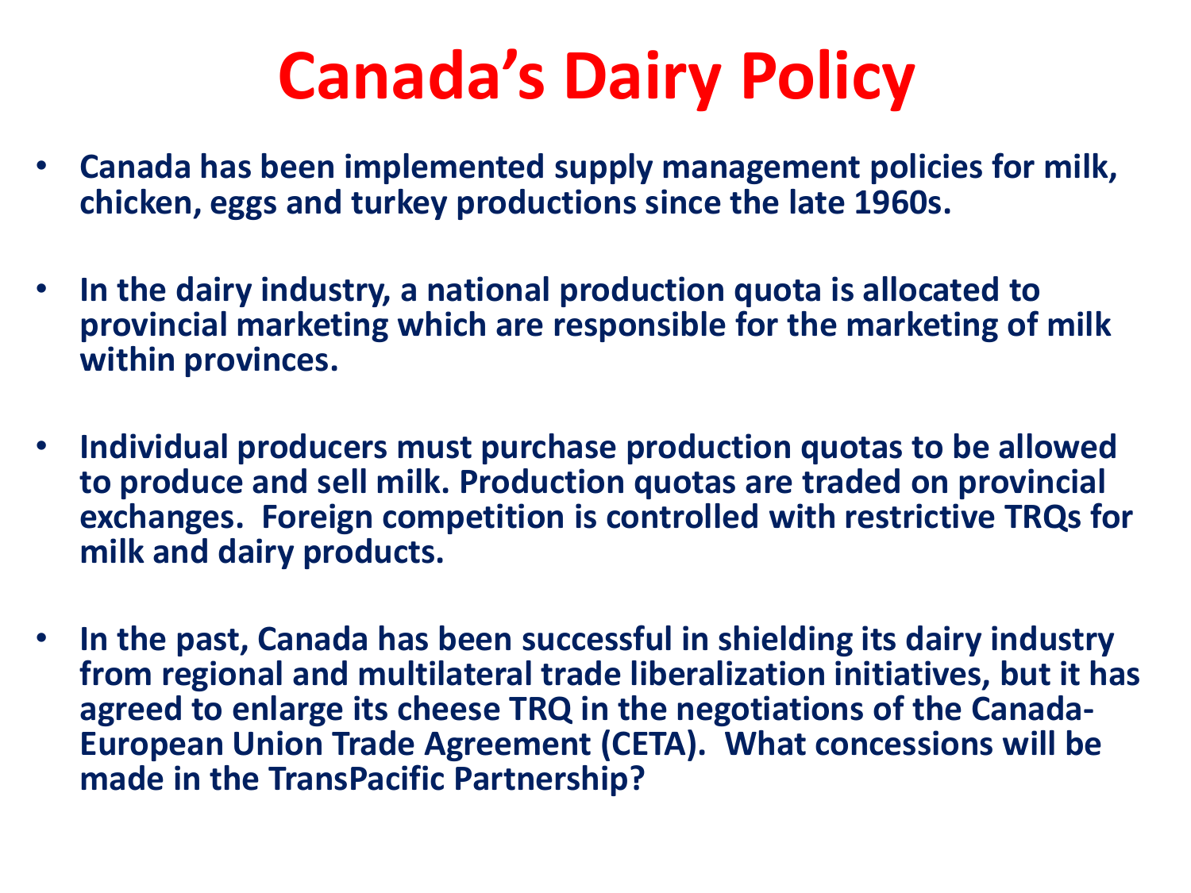# Canada's Dairy Policy

- Canada has been implemented supply management policies for milk, chicken, eggs and turkey productions since the late 1960s.
- In the dairy industry, a national production quota is allocated to provincial marketing which are responsible for the marketing of milk within provinces.
- Individual producers must purchase production quotas to be allowed to produce and sell milk. Production quotas are traded on provincial exchanges. Foreign competition is controlled with restrictive TRQs for milk and dairy products.
- In the past, Canada has been successful in shielding its dairy industry from regional and multilateral trade liberalization initiatives, but it has agreed to enlarge its cheese TRQ in the negotiations of the Canada-European Union Trade Agreement (CETA). What concessions will be made in the TransPacific Partnership?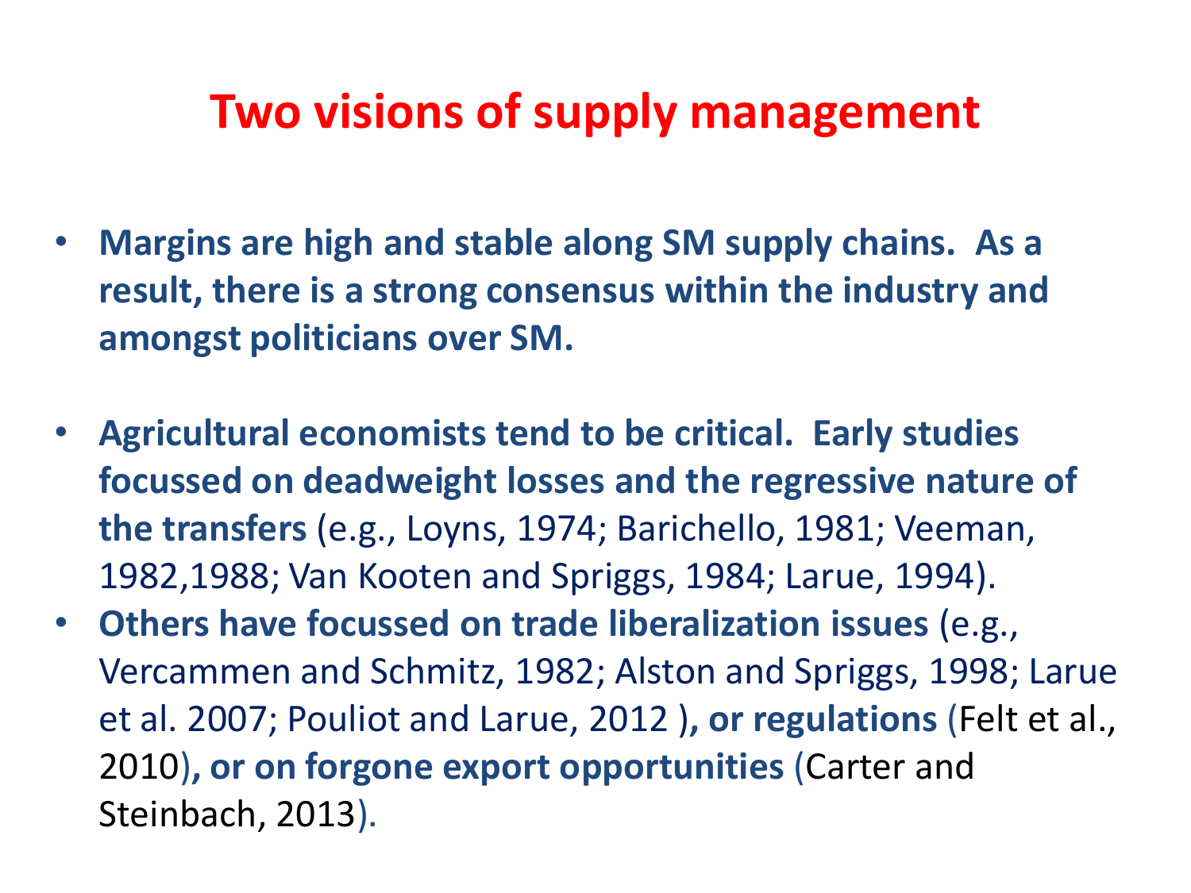# Two visions of supply management

- **Margins are high and stable along SM supply chains. As a result, there is a strong consensus within the industry and amongst politicians over SM.**

- **Agricultural economists tend to be critical. Early studies focussed on deadweight losses and the regressive nature of the transfers** (e.g., Loyns, 1974; Barichello, 1981; Veeman, 1982,1988; Van Kooten and Spriggs, 1984; Larue, 1994).
- **Others have focussed on trade liberalization issues** (e.g., Vercammen and Schmitz, 1982; Alston and Spriggs, 1998; Larue et al. 2007; Pouliot and Larue, 2012 )**, or regulations** (Felt et al., 2010)**, or on forgone export opportunities** (Carter and Steinbach, 2013).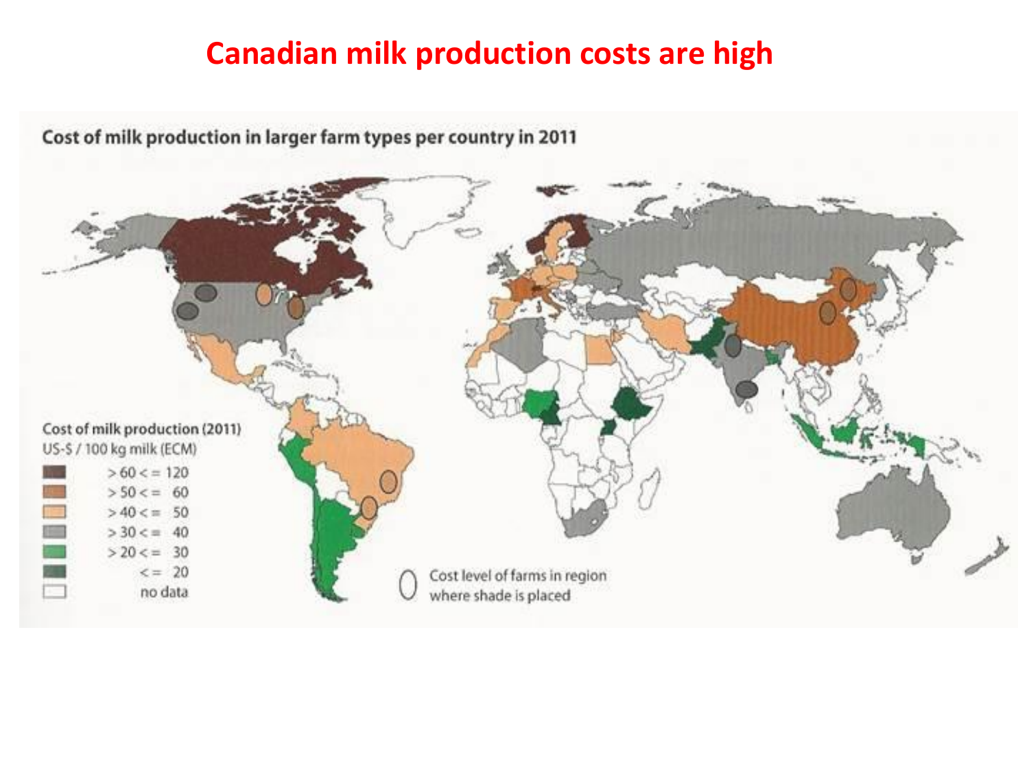# Canadian milk production costs are high

**Cost of milk production in larger farm types per country in 2011**

Cost of milk production (2011)
US-$ / 100 kg milk (ECM)

| | |
|---|---|
| > 60 < = 120 | |
| > 50 < = 60 | |
| > 40 < = 50 | |
| > 30 < = 40 | |
| > 20 < = 30 | |
| < = 20 | |
| no data | |

Cost level of farms in region where shade is placed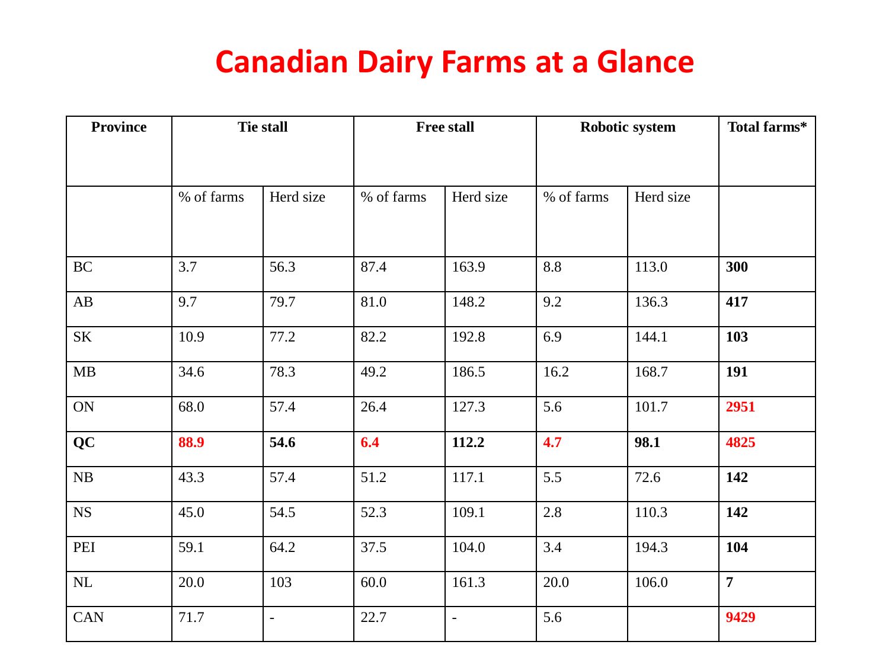# Canadian Dairy Farms at a Glance

| Province | Tie stall | | Free stall | | Robotic system | | Total farms* |
|---|---|---|---|---|---|---|---|
| | % of farms | Herd size | % of farms | Herd size | % of farms | Herd size | |
| BC | 3.7 | 56.3 | 87.4 | 163.9 | 8.8 | 113.0 | **300** |
| AB | 9.7 | 79.7 | 81.0 | 148.2 | 9.2 | 136.3 | **417** |
| SK | 10.9 | 77.2 | 82.2 | 192.8 | 6.9 | 144.1 | **103** |
| MB | 34.6 | 78.3 | 49.2 | 186.5 | 16.2 | 168.7 | **191** |
| ON | 68.0 | 57.4 | 26.4 | 127.3 | 5.6 | 101.7 | **2951** |
| **QC** | **88.9** | **54.6** | **6.4** | **112.2** | **4.7** | **98.1** | **4825** |
| NB | 43.3 | 57.4 | 51.2 | 117.1 | 5.5 | 72.6 | **142** |
| NS | 45.0 | 54.5 | 52.3 | 109.1 | 2.8 | 110.3 | **142** |
| PEI | 59.1 | 64.2 | 37.5 | 104.0 | 3.4 | 194.3 | **104** |
| NL | 20.0 | 103 | 60.0 | 161.3 | 20.0 | 106.0 | **7** |
| CAN | 71.7 | - | 22.7 | - | 5.6 | | **9429** |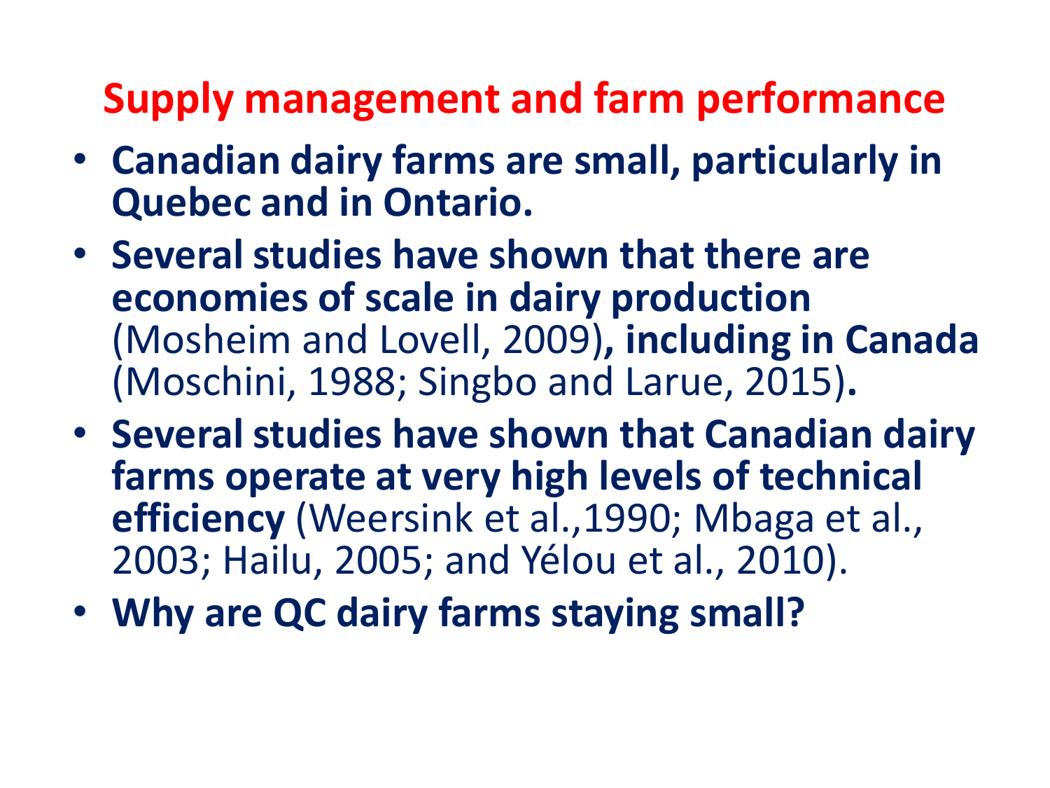## Supply management and farm performance

- **Canadian dairy farms are small, particularly in Quebec and in Ontario.**
- **Several studies have shown that there are economies of scale in dairy production** (Mosheim and Lovell, 2009)**, including in Canada** (Moschini, 1988; Singbo and Larue, 2015)**.**
- **Several studies have shown that Canadian dairy farms operate at very high levels of technical efficiency** (Weersink et al.,1990; Mbaga et al., 2003; Hailu, 2005; and Yélou et al., 2010).
- **Why are QC dairy farms staying small?**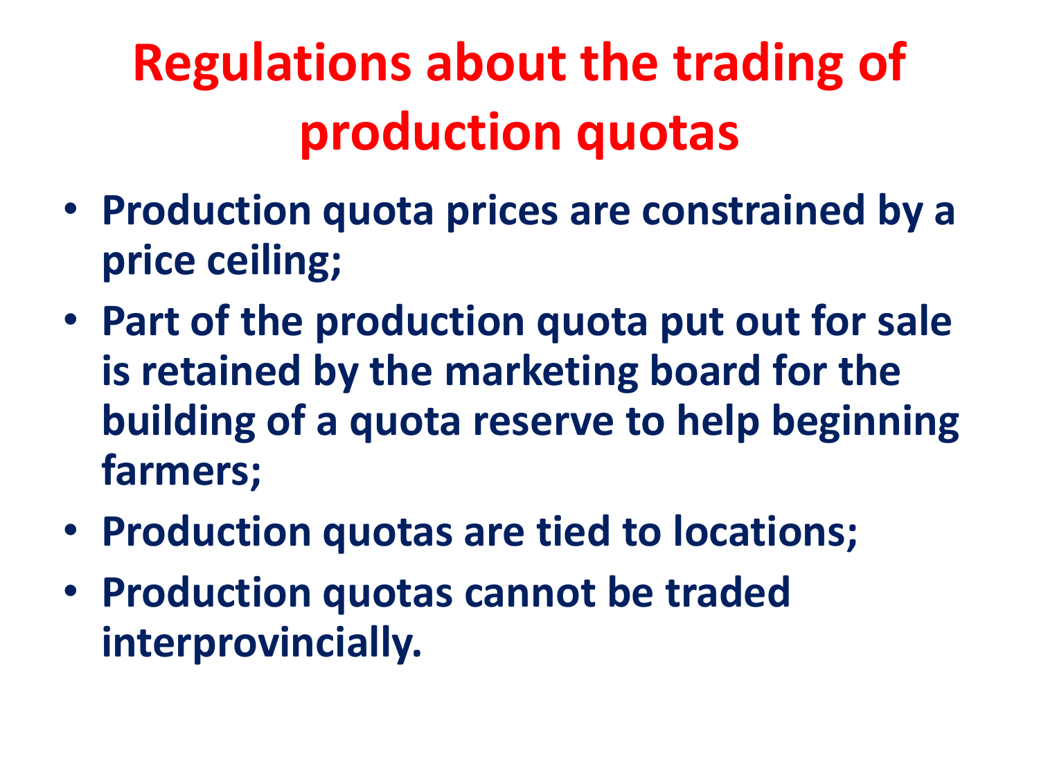# Regulations about the trading of production quotas

- **Production quota prices are constrained by a price ceiling;**
- **Part of the production quota put out for sale is retained by the marketing board for the building of a quota reserve to help beginning farmers;**
- **Production quotas are tied to locations;**
- **Production quotas cannot be traded interprovincially.**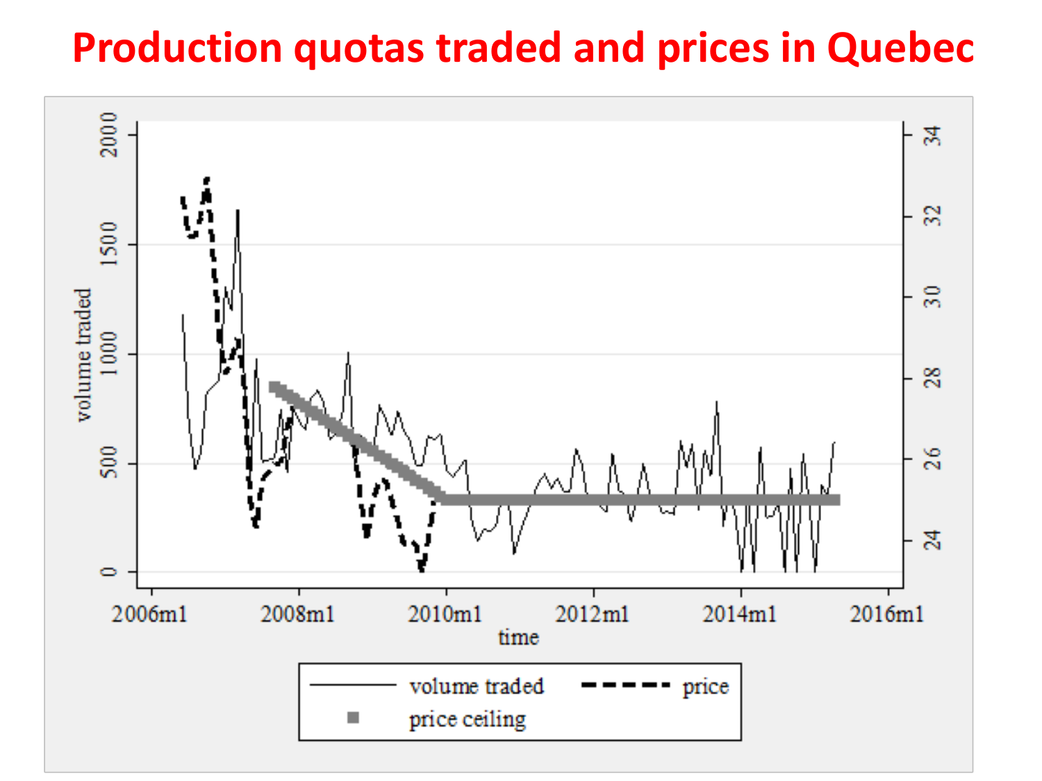# Production quotas traded and prices in Quebec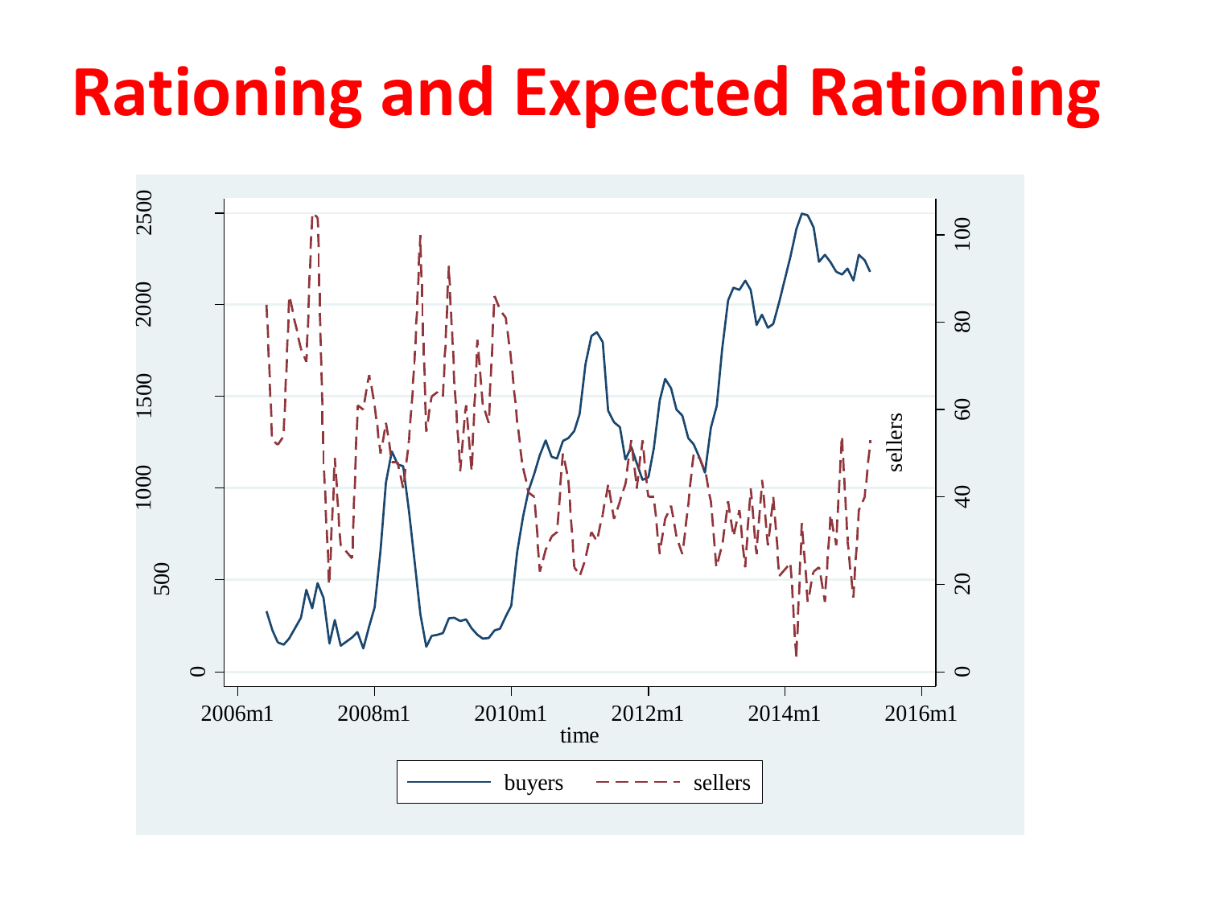# Rationing and Expected Rationing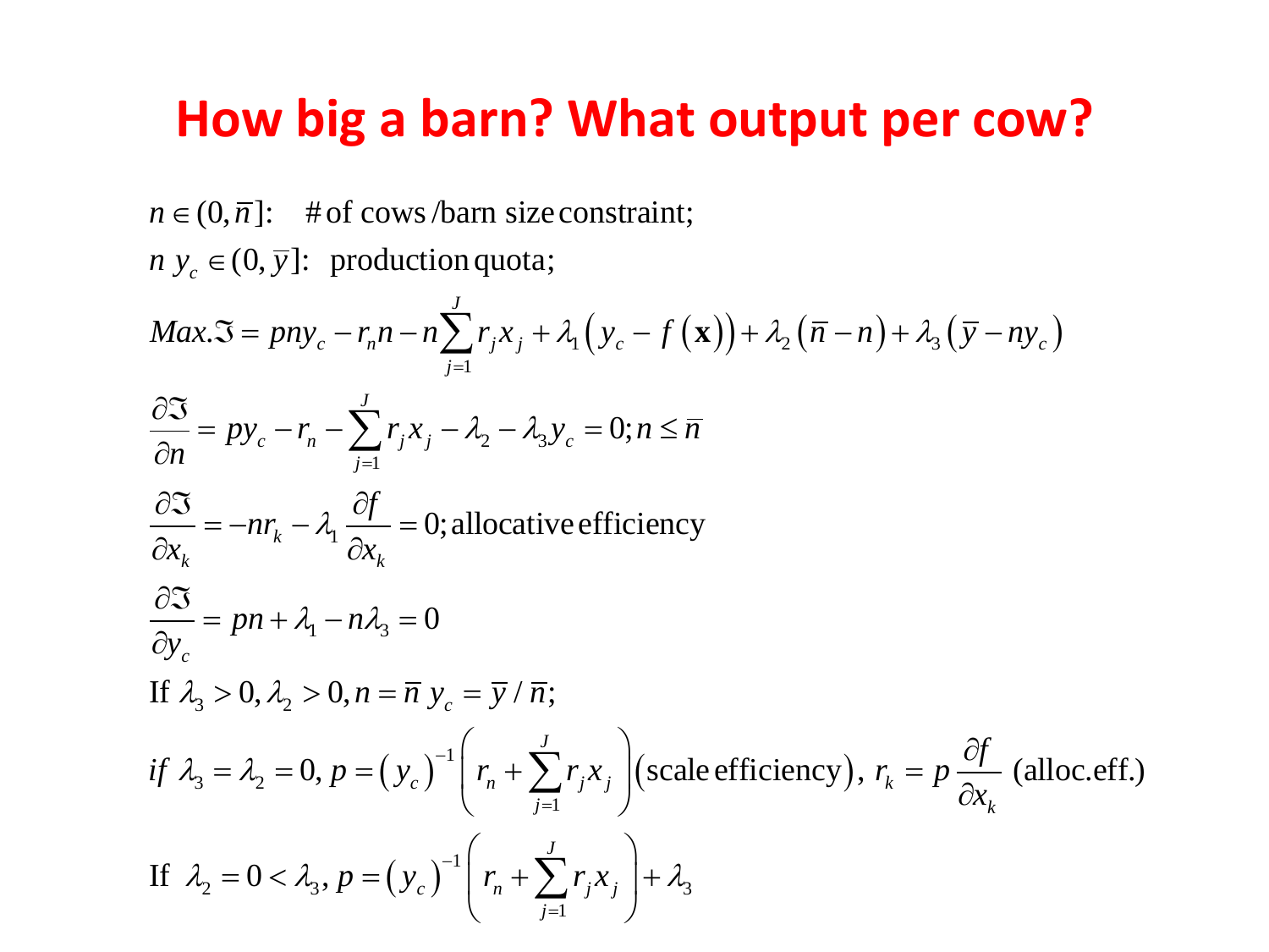# How big a barn? What output per cow?

$n \in (0, \bar{n}]$: # of cows /barn size constraint;

$n\ y_c \in (0, \bar{y}]$: production quota;

$$Max.\Im = pny_c - r_n n - n\sum_{j=1}^{J} r_j x_j + \lambda_1\left(y_c - f\left(\mathbf{x}\right)\right) + \lambda_2\left(\bar{n} - n\right) + \lambda_3\left(\bar{y} - ny_c\right)$$

$$\frac{\partial \Im}{\partial n} = py_c - r_n - \sum_{j=1}^{J} r_j x_j - \lambda_2 - \lambda_3 y_c = 0; n \le \bar{n}$$

$$\frac{\partial \Im}{\partial x_k} = -nr_k - \lambda_1 \frac{\partial f}{\partial x_k} = 0; \text{allocative efficiency}$$

$$\frac{\partial \Im}{\partial y_c} = pn + \lambda_1 - n\lambda_3 = 0$$

If $\lambda_3 > 0, \lambda_2 > 0, n = \bar{n}\ y_c = \bar{y} / \bar{n};$

$$if\ \lambda_3 = \lambda_2 = 0,\ p = \left(y_c\right)^{-1}\left(r_n + \sum_{j=1}^{J} r_j x_j\right)\left(\text{scale efficiency}\right),\ r_k = p\,\frac{\partial f}{\partial x_k}\ \text{(alloc.eff.)}$$

$$\text{If}\ \ \lambda_2 = 0 < \lambda_3,\ p = \left(y_c\right)^{-1}\left(r_n + \sum_{j=1}^{J} r_j x_j\right) + \lambda_3$$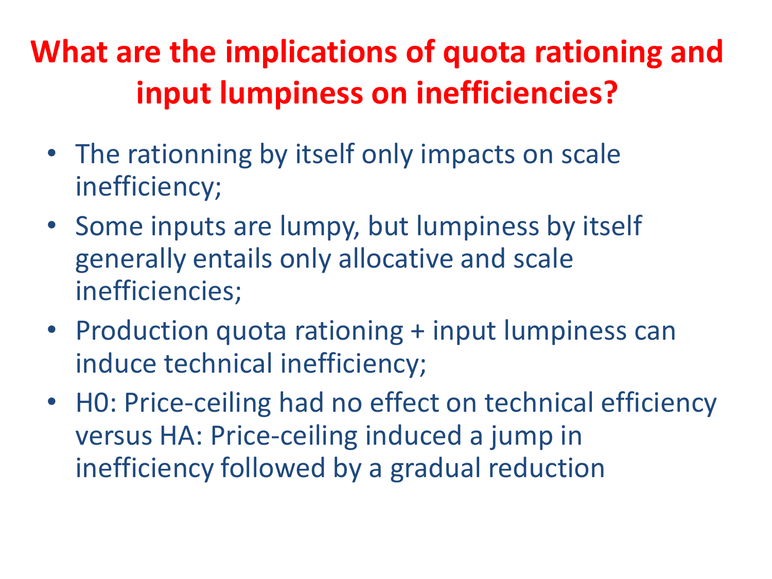# What are the implications of quota rationing and input lumpiness on inefficiencies?

- The rationning by itself only impacts on scale inefficiency;
- Some inputs are lumpy, but lumpiness by itself generally entails only allocative and scale inefficiencies;
- Production quota rationing + input lumpiness can induce technical inefficiency;
- H0: Price-ceiling had no effect on technical efficiency versus HA: Price-ceiling induced a jump in inefficiency followed by a gradual reduction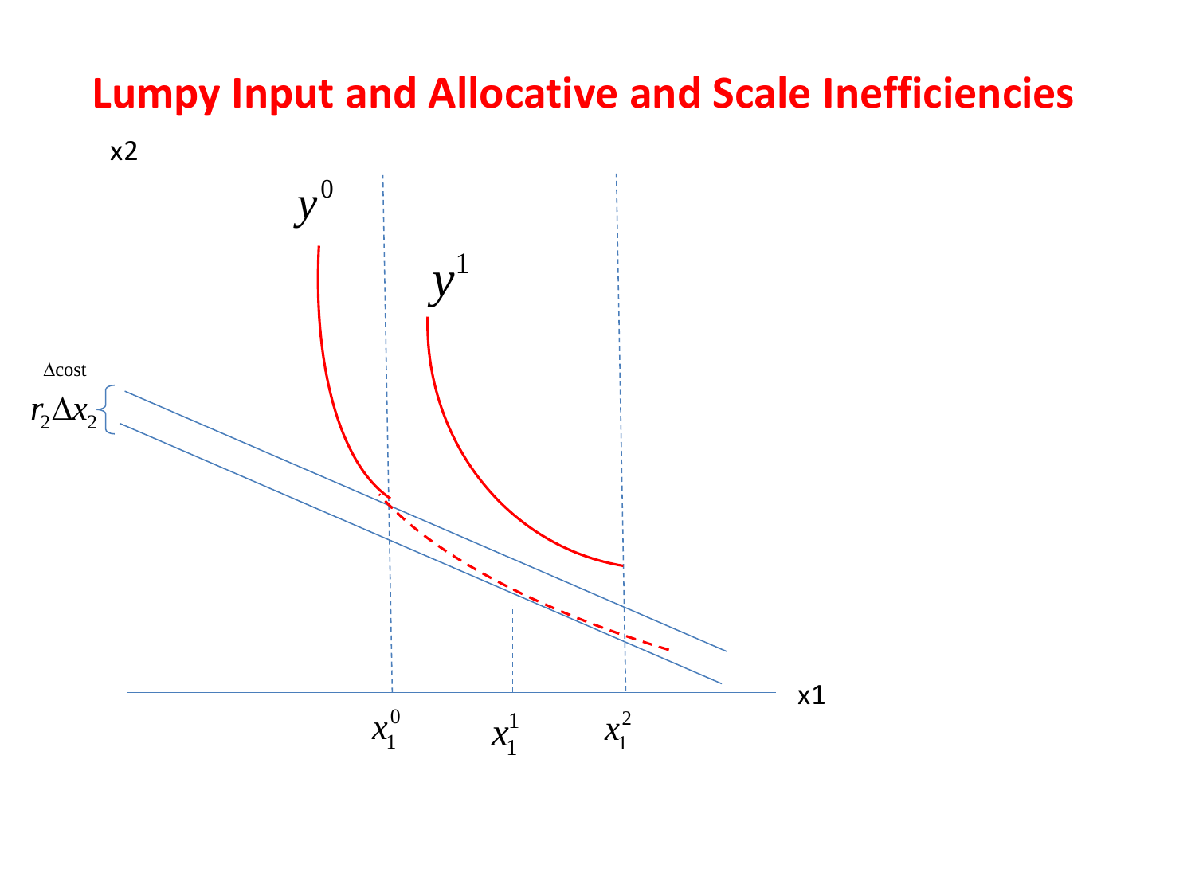# Lumpy Input and Allocative and Scale Inefficiencies

x2

$y^0$

$y^1$

$\Delta$cost

$r_2 \Delta x_2$

x1

$x_1^0$ $x_1^1$ $x_1^2$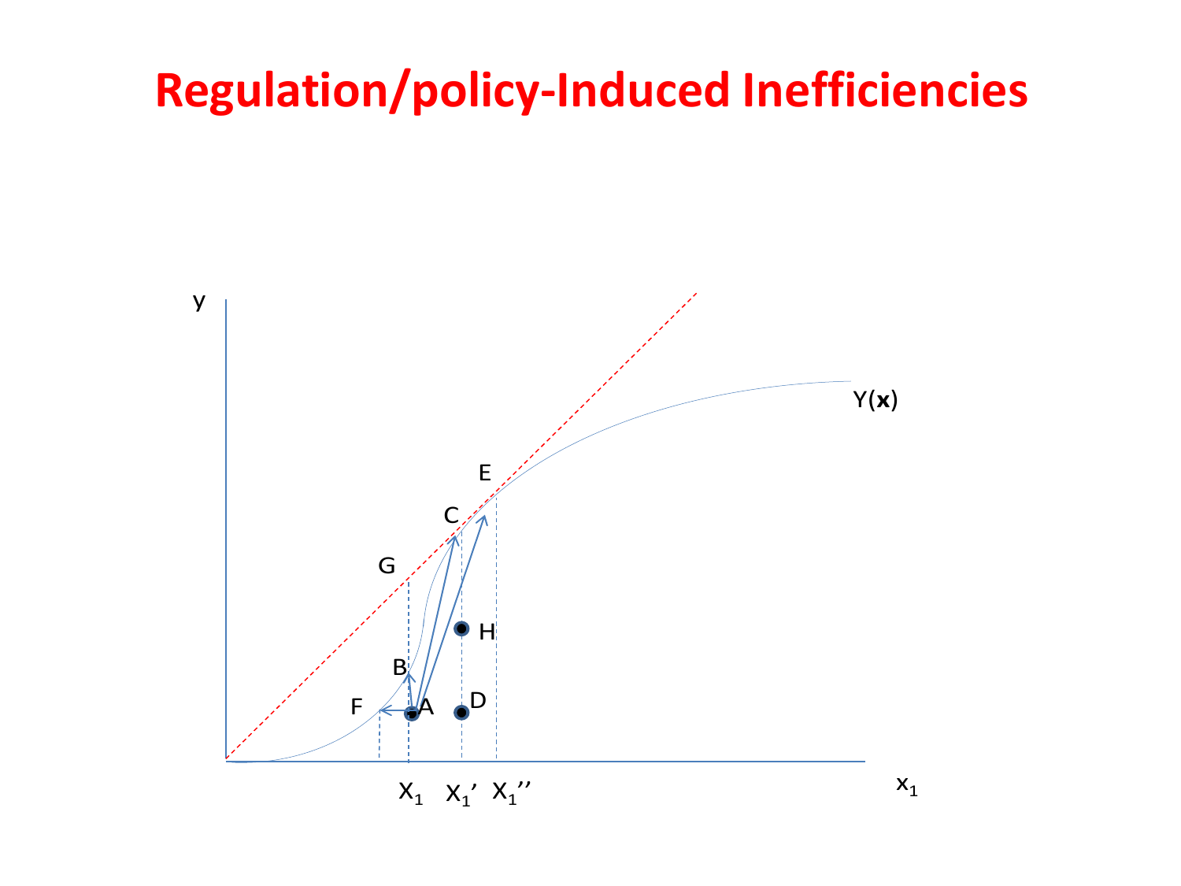# Regulation/policy-Induced Inefficiencies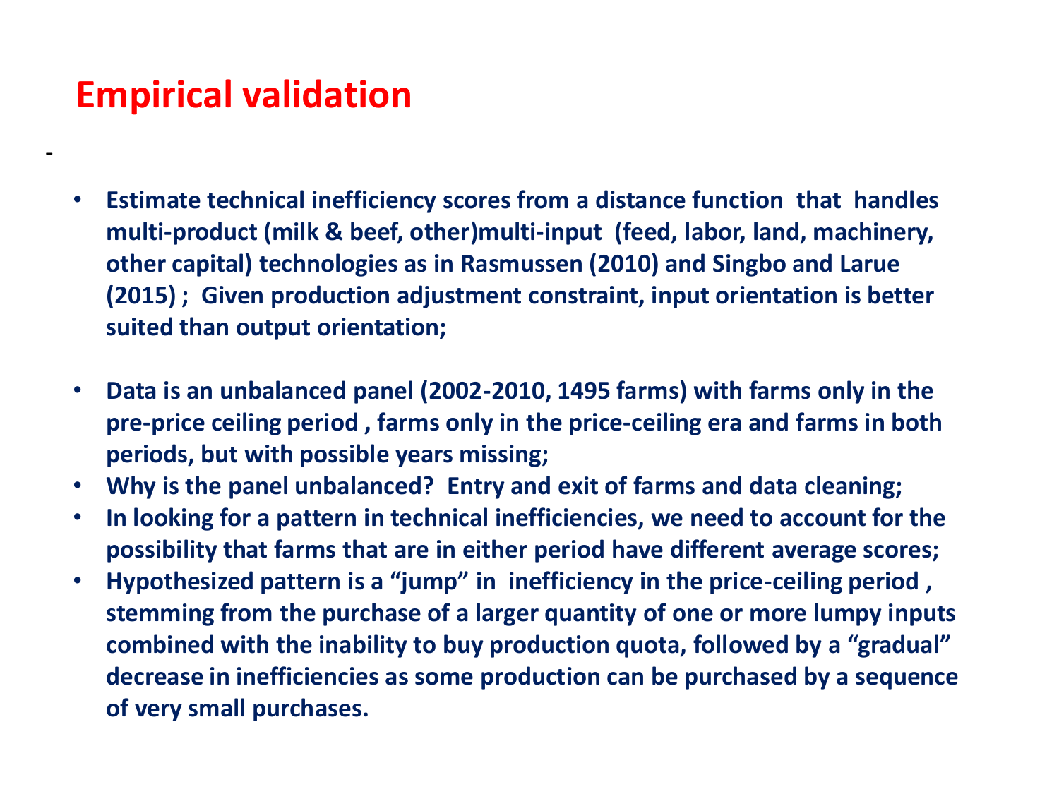# Empirical validation

-

- Estimate technical inefficiency scores from a distance function that handles multi-product (milk & beef, other)multi-input (feed, labor, land, machinery, other capital) technologies as in Rasmussen (2010) and Singbo and Larue (2015) ; Given production adjustment constraint, input orientation is better suited than output orientation;

- Data is an unbalanced panel (2002-2010, 1495 farms) with farms only in the pre-price ceiling period , farms only in the price-ceiling era and farms in both periods, but with possible years missing;
- Why is the panel unbalanced? Entry and exit of farms and data cleaning;
- In looking for a pattern in technical inefficiencies, we need to account for the possibility that farms that are in either period have different average scores;
- Hypothesized pattern is a "jump" in inefficiency in the price-ceiling period , stemming from the purchase of a larger quantity of one or more lumpy inputs combined with the inability to buy production quota, followed by a "gradual" decrease in inefficiencies as some production can be purchased by a sequence of very small purchases.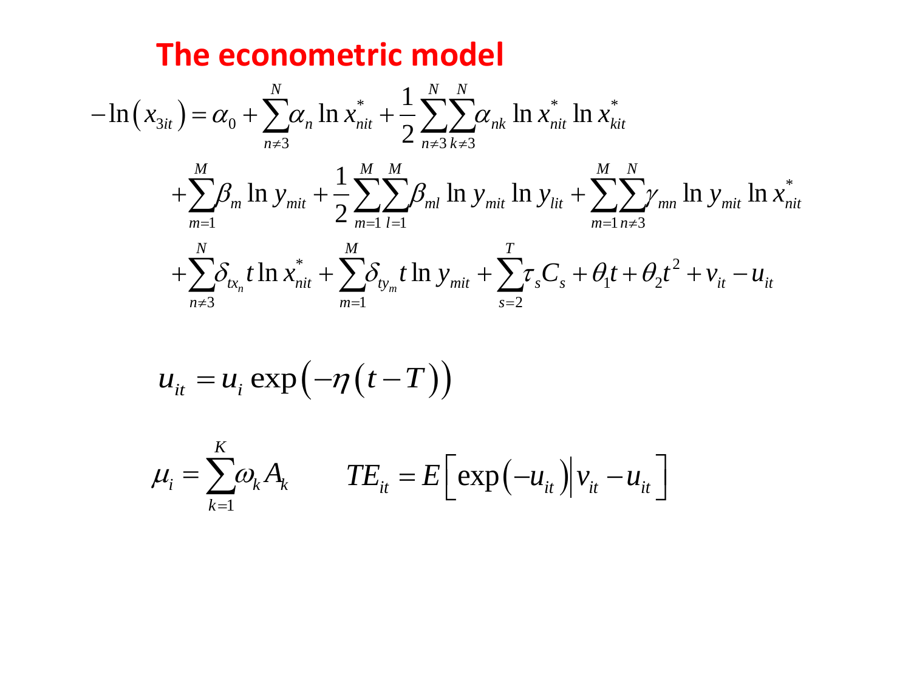# The econometric model

$$
\begin{aligned}
-\ln\left(x_{3it}\right) = \alpha_0 &+ \sum_{n\neq 3}^{N}\alpha_n \ln x_{nit}^{*} + \frac{1}{2}\sum_{n\neq 3}^{N}\sum_{k\neq 3}^{N}\alpha_{nk}\ln x_{nit}^{*}\ln x_{kit}^{*} \\
&+ \sum_{m=1}^{M}\beta_m \ln y_{mit} + \frac{1}{2}\sum_{m=1}^{M}\sum_{l=1}^{M}\beta_{ml}\ln y_{mit}\ln y_{lit} + \sum_{m=1}^{M}\sum_{n\neq 3}^{N}\gamma_{mn}\ln y_{mit}\ln x_{nit}^{*} \\
&+ \sum_{n\neq 3}^{N}\delta_{tx_n} t \ln x_{nit}^{*} + \sum_{m=1}^{M}\delta_{ty_m} t \ln y_{mit} + \sum_{s=2}^{T}\tau_s C_s + \theta_1 t + \theta_2 t^2 + v_{it} - u_{it}
\end{aligned}
$$

$$
u_{it} = u_i \exp\left(-\eta\left(t - T\right)\right)
$$

$$
\mu_i = \sum_{k=1}^{K}\omega_k A_k \qquad TE_{it} = E\left[\exp\left(-u_{it}\right)\middle| v_{it} - u_{it}\right]
$$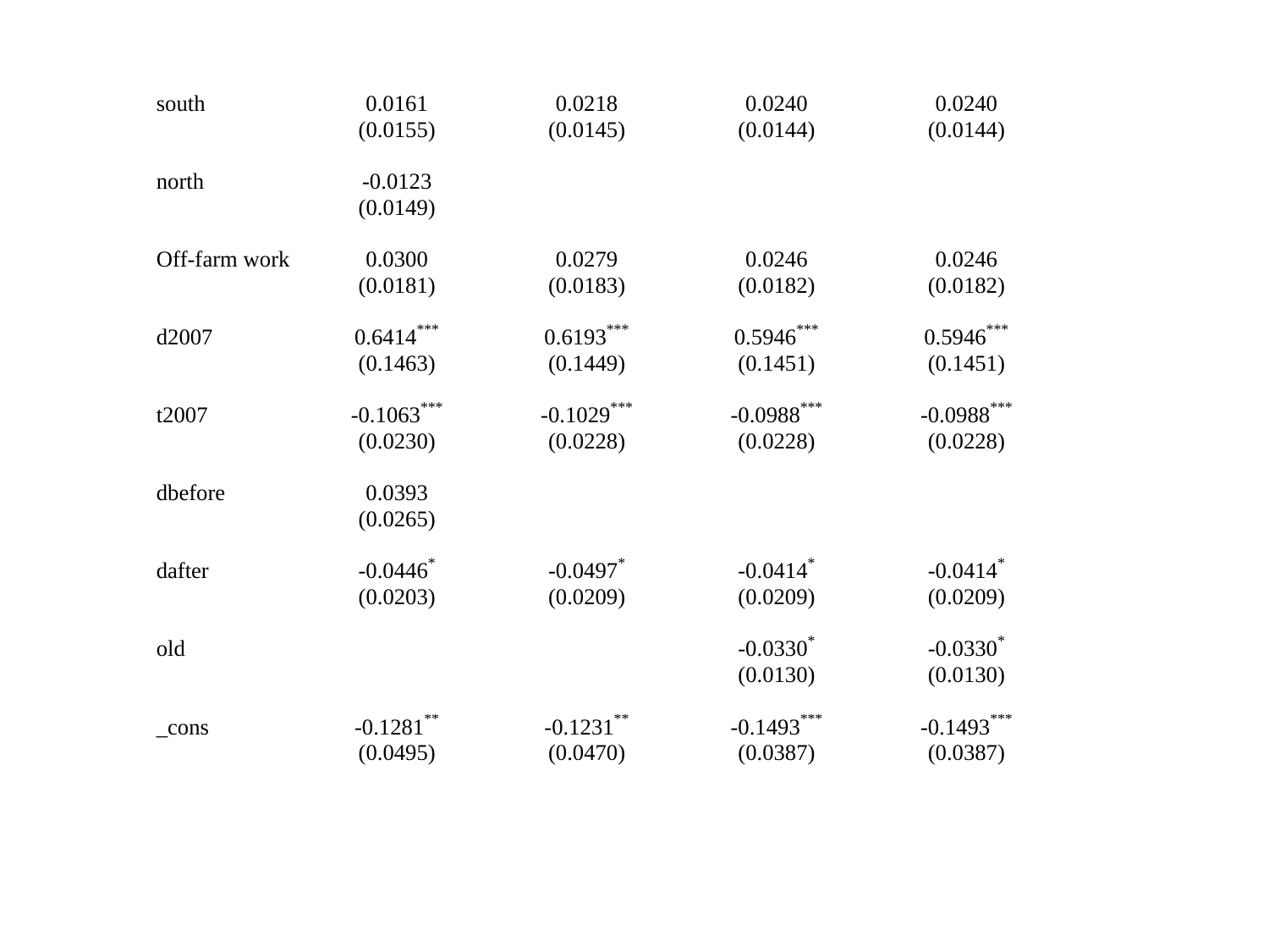| | | | | |
|---|---|---|---|---|
| south | 0.0161 | 0.0218 | 0.0240 | 0.0240 |
| | (0.0155) | (0.0145) | (0.0144) | (0.0144) |
| north | -0.0123 | | | |
| | (0.0149) | | | |
| Off-farm work | 0.0300 | 0.0279 | 0.0246 | 0.0246 |
| | (0.0181) | (0.0183) | (0.0182) | (0.0182) |
| d2007 | 0.6414*** | 0.6193*** | 0.5946*** | 0.5946*** |
| | (0.1463) | (0.1449) | (0.1451) | (0.1451) |
| t2007 | -0.1063*** | -0.1029*** | -0.0988*** | -0.0988*** |
| | (0.0230) | (0.0228) | (0.0228) | (0.0228) |
| dbefore | 0.0393 | | | |
| | (0.0265) | | | |
| dafter | -0.0446* | -0.0497* | -0.0414* | -0.0414* |
| | (0.0203) | (0.0209) | (0.0209) | (0.0209) |
| old | | | -0.0330* | -0.0330* |
| | | | (0.0130) | (0.0130) |
| _cons | -0.1281** | -0.1231** | -0.1493*** | -0.1493*** |
| | (0.0495) | (0.0470) | (0.0387) | (0.0387) |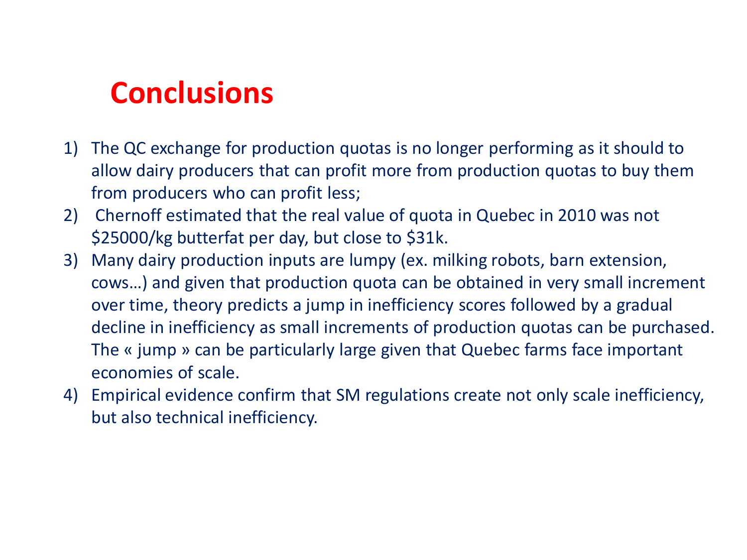# Conclusions

1) The QC exchange for production quotas is no longer performing as it should to allow dairy producers that can profit more from production quotas to buy them from producers who can profit less;
2) Chernoff estimated that the real value of quota in Quebec in 2010 was not $25000/kg butterfat per day, but close to $31k.
3) Many dairy production inputs are lumpy (ex. milking robots, barn extension, cows…) and given that production quota can be obtained in very small increment over time, theory predicts a jump in inefficiency scores followed by a gradual decline in inefficiency as small increments of production quotas can be purchased. The « jump » can be particularly large given that Quebec farms face important economies of scale.
4) Empirical evidence confirm that SM regulations create not only scale inefficiency, but also technical inefficiency.